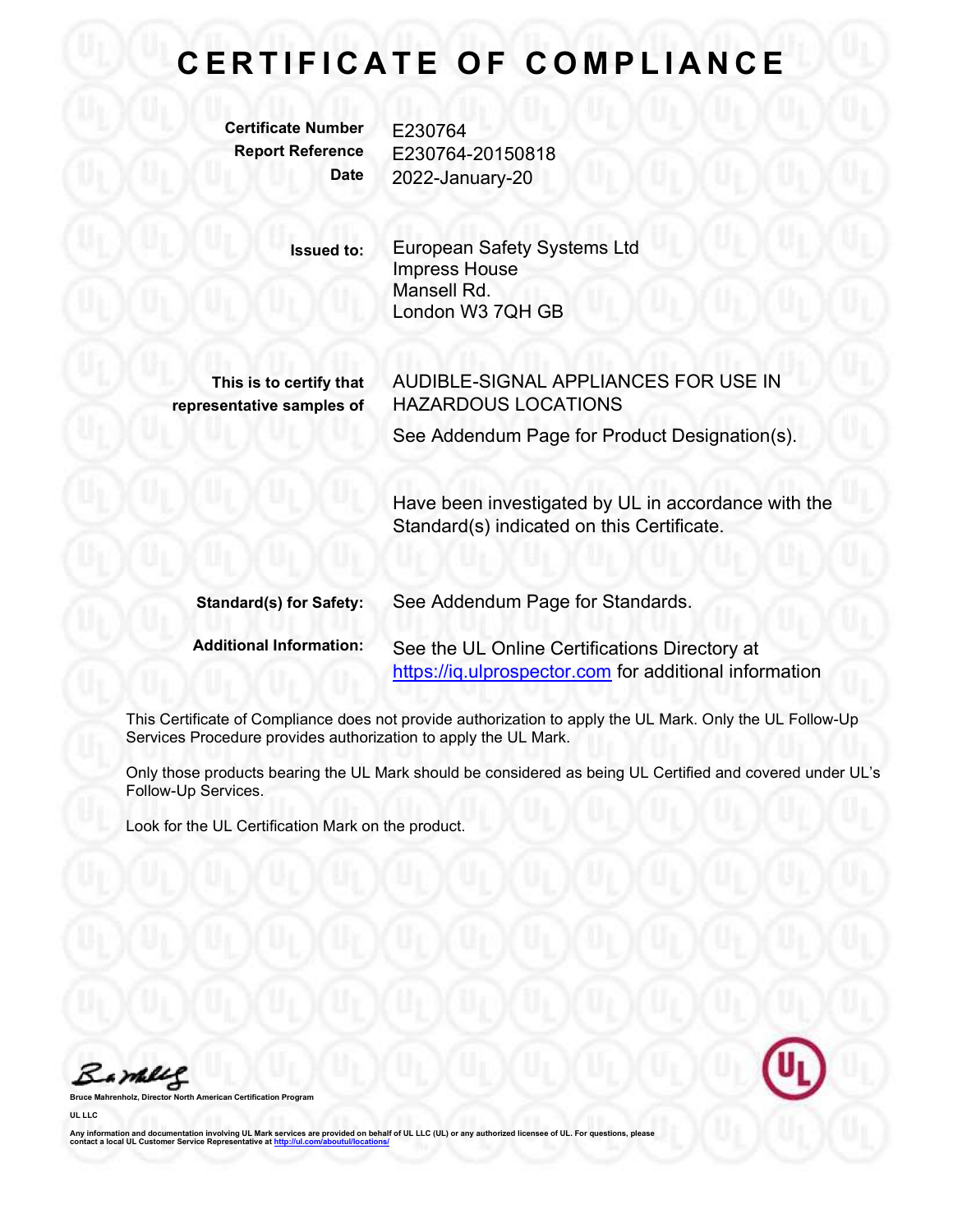# CERTIFICATE OF COMPLIANCE

**Certificate Number** E230764
**Report Reference** E230764-20150818
**Date** 2022-January-20

**Issued to:** European Safety Systems Ltd
Impress House
Mansell Rd.
London W3 7QH GB

**This is to certify that representative samples of** AUDIBLE-SIGNAL APPLIANCES FOR USE IN HAZARDOUS LOCATIONS

See Addendum Page for Product Designation(s).

Have been investigated by UL in accordance with the Standard(s) indicated on this Certificate.

**Standard(s) for Safety:** See Addendum Page for Standards.

**Additional Information:** See the UL Online Certifications Directory at https://iq.ulprospector.com for additional information

This Certificate of Compliance does not provide authorization to apply the UL Mark. Only the UL Follow-Up Services Procedure provides authorization to apply the UL Mark.

Only those products bearing the UL Mark should be considered as being UL Certified and covered under UL's Follow-Up Services.

Look for the UL Certification Mark on the product.

Bruce Mahrenholz, Director North American Certification Program

UL LLC

Any information and documentation involving UL Mark services are provided on behalf of UL LLC (UL) or any authorized licensee of UL. For questions, please contact a local UL Customer Service Representative at http://ul.com/aboutul/locations/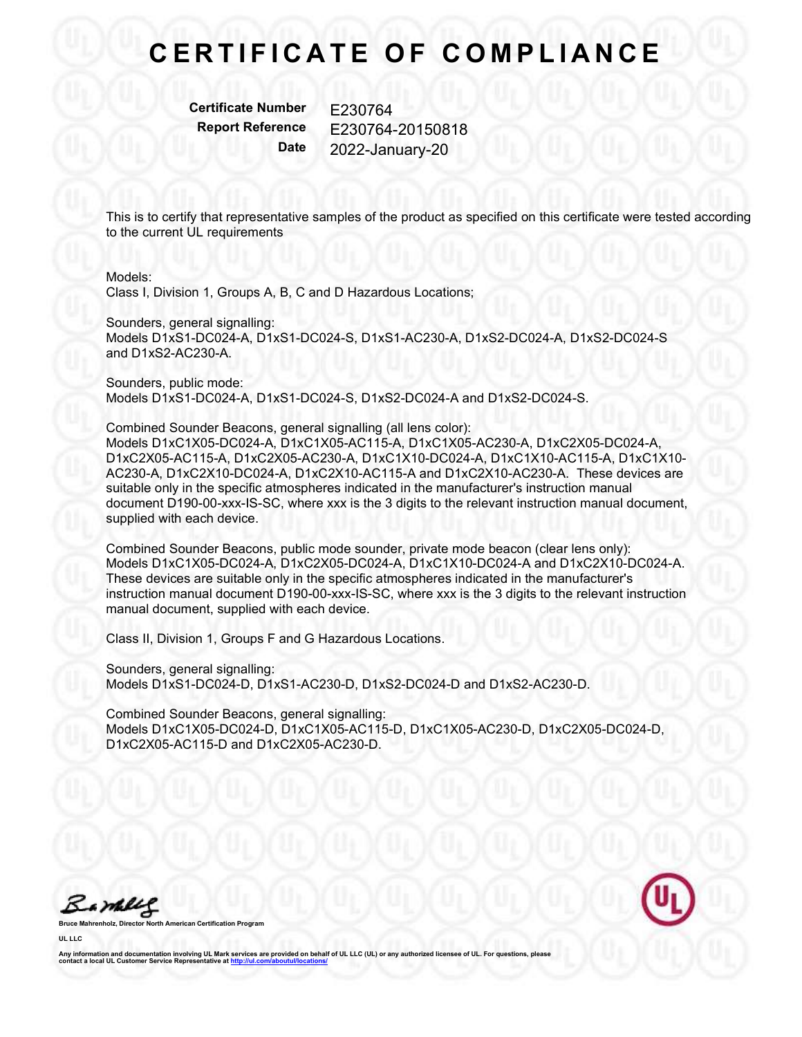# CERTIFICATE OF COMPLIANCE

**Certificate Number** E230764
**Report Reference** E230764-20150818
**Date** 2022-January-20

This is to certify that representative samples of the product as specified on this certificate were tested according to the current UL requirements

Models:
Class I, Division 1, Groups A, B, C and D Hazardous Locations;

Sounders, general signalling:
Models D1xS1-DC024-A, D1xS1-DC024-S, D1xS1-AC230-A, D1xS2-DC024-A, D1xS2-DC024-S and D1xS2-AC230-A.

Sounders, public mode:
Models D1xS1-DC024-A, D1xS1-DC024-S, D1xS2-DC024-A and D1xS2-DC024-S.

Combined Sounder Beacons, general signalling (all lens color):
Models D1xC1X05-DC024-A, D1xC1X05-AC115-A, D1xC1X05-AC230-A, D1xC2X05-DC024-A, D1xC2X05-AC115-A, D1xC2X05-AC230-A, D1xC1X10-DC024-A, D1xC1X10-AC115-A, D1xC1X10-AC230-A, D1xC2X10-DC024-A, D1xC2X10-AC115-A and D1xC2X10-AC230-A. These devices are suitable only in the specific atmospheres indicated in the manufacturer's instruction manual document D190-00-xxx-IS-SC, where xxx is the 3 digits to the relevant instruction manual document, supplied with each device.

Combined Sounder Beacons, public mode sounder, private mode beacon (clear lens only):
Models D1xC1X05-DC024-A, D1xC2X05-DC024-A, D1xC1X10-DC024-A and D1xC2X10-DC024-A. These devices are suitable only in the specific atmospheres indicated in the manufacturer's instruction manual document D190-00-xxx-IS-SC, where xxx is the 3 digits to the relevant instruction manual document, supplied with each device.

Class II, Division 1, Groups F and G Hazardous Locations.

Sounders, general signalling:
Models D1xS1-DC024-D, D1xS1-AC230-D, D1xS2-DC024-D and D1xS2-AC230-D.

Combined Sounder Beacons, general signalling:
Models D1xC1X05-DC024-D, D1xC1X05-AC115-D, D1xC1X05-AC230-D, D1xC2X05-DC024-D, D1xC2X05-AC115-D and D1xC2X05-AC230-D.

**Bruce Mahrenholz, Director North American Certification Program**

**UL LLC**

**Any information and documentation involving UL Mark services are provided on behalf of UL LLC (UL) or any authorized licensee of UL. For questions, please contact a local UL Customer Service Representative at http://ul.com/aboutul/locations/**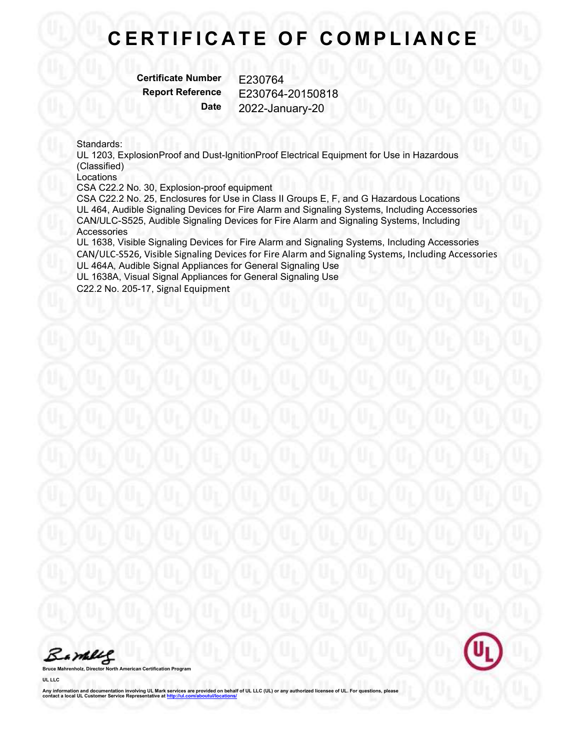# CERTIFICATE OF COMPLIANCE

**Certificate Number** E230764
**Report Reference** E230764-20150818
**Date** 2022-January-20

Standards:
UL 1203, ExplosionProof and Dust-IgnitionProof Electrical Equipment for Use in Hazardous (Classified)
Locations
CSA C22.2 No. 30, Explosion-proof equipment
CSA C22.2 No. 25, Enclosures for Use in Class II Groups E, F, and G Hazardous Locations
UL 464, Audible Signaling Devices for Fire Alarm and Signaling Systems, Including Accessories
CAN/ULC-S525, Audible Signaling Devices for Fire Alarm and Signaling Systems, Including Accessories
UL 1638, Visible Signaling Devices for Fire Alarm and Signaling Systems, Including Accessories
CAN/ULC-S526, Visible Signaling Devices for Fire Alarm and Signaling Systems, Including Accessories
UL 464A, Audible Signal Appliances for General Signaling Use
UL 1638A, Visual Signal Appliances for General Signaling Use
C22.2 No. 205-17, Signal Equipment

**Bruce Mahrenholz, Director North American Certification Program**

**UL LLC**

**Any information and documentation involving UL Mark services are provided on behalf of UL LLC (UL) or any authorized licensee of UL. For questions, please contact a local UL Customer Service Representative at http://ul.com/aboutul/locations/**